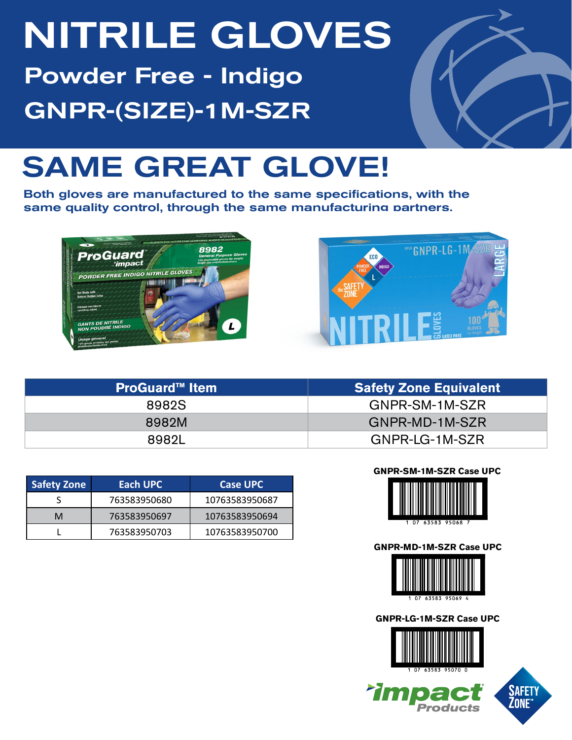# NITRILE GLOVES

## Powder Free - Indigo

## GNPR-(SIZE)-1M-SZR

# SAME GREAT GLOVE!

**Both gloves are manufactured to the same specifications, with the same quality control, through the same manufacturing partners.**

| ProGuard™ Item | Safety Zone Equivalent |
|---|---|
| 8982S | GNPR-SM-1M-SZR |
| 8982M | GNPR-MD-1M-SZR |
| 8982L | GNPR-LG-1M-SZR |

| Safety Zone | Each UPC | Case UPC |
|---|---|---|
| S | 763583950680 | 10763583950687 |
| M | 763583950697 | 10763583950694 |
| L | 763583950703 | 10763583950700 |

**GNPR-SM-1M-SZR Case UPC**

1 07 63583 95068 7

**GNPR-MD-1M-SZR Case UPC**

1 07 63583 95069 4

**GNPR-LG-1M-SZR Case UPC**

1 07 63583 95070 0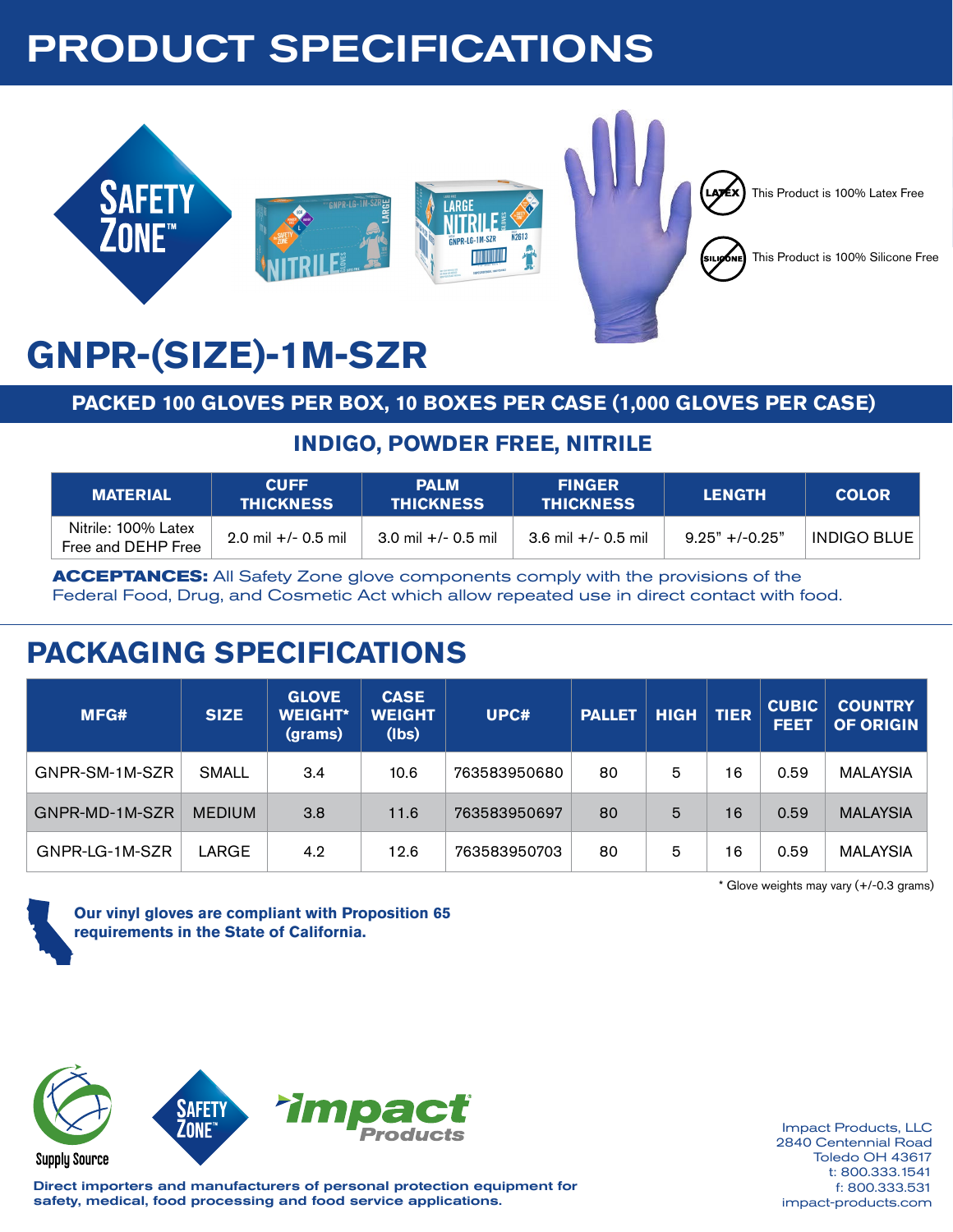# PRODUCT SPECIFICATIONS

This Product is 100% Latex Free

This Product is 100% Silicone Free

## GNPR-(SIZE)-1M-SZR

**PACKED 100 GLOVES PER BOX, 10 BOXES PER CASE (1,000 GLOVES PER CASE)**

**INDIGO, POWDER FREE, NITRILE**

| MATERIAL | CUFF THICKNESS | PALM THICKNESS | FINGER THICKNESS | LENGTH | COLOR |
|---|---|---|---|---|---|
| Nitrile: 100% Latex Free and DEHP Free | 2.0 mil +/- 0.5 mil | 3.0 mil +/- 0.5 mil | 3.6 mil +/- 0.5 mil | 9.25" +/-0.25" | INDIGO BLUE |

**ACCEPTANCES:** All Safety Zone glove components comply with the provisions of the Federal Food, Drug, and Cosmetic Act which allow repeated use in direct contact with food.

## PACKAGING SPECIFICATIONS

| MFG# | SIZE | GLOVE WEIGHT* (grams) | CASE WEIGHT (lbs) | UPC# | PALLET | HIGH | TIER | CUBIC FEET | COUNTRY OF ORIGIN |
|---|---|---|---|---|---|---|---|---|---|
| GNPR-SM-1M-SZR | SMALL | 3.4 | 10.6 | 763583950680 | 80 | 5 | 16 | 0.59 | MALAYSIA |
| GNPR-MD-1M-SZR | MEDIUM | 3.8 | 11.6 | 763583950697 | 80 | 5 | 16 | 0.59 | MALAYSIA |
| GNPR-LG-1M-SZR | LARGE | 4.2 | 12.6 | 763583950703 | 80 | 5 | 16 | 0.59 | MALAYSIA |

\* Glove weights may vary (+/-0.3 grams)

**Our vinyl gloves are compliant with Proposition 65 requirements in the State of California.**

Supply Source

**Direct importers and manufacturers of personal protection equipment for safety, medical, food processing and food service applications.**

Impact Products, LLC
2840 Centennial Road
Toledo OH 43617
t: 800.333.1541
f: 800.333.531
impact-products.com